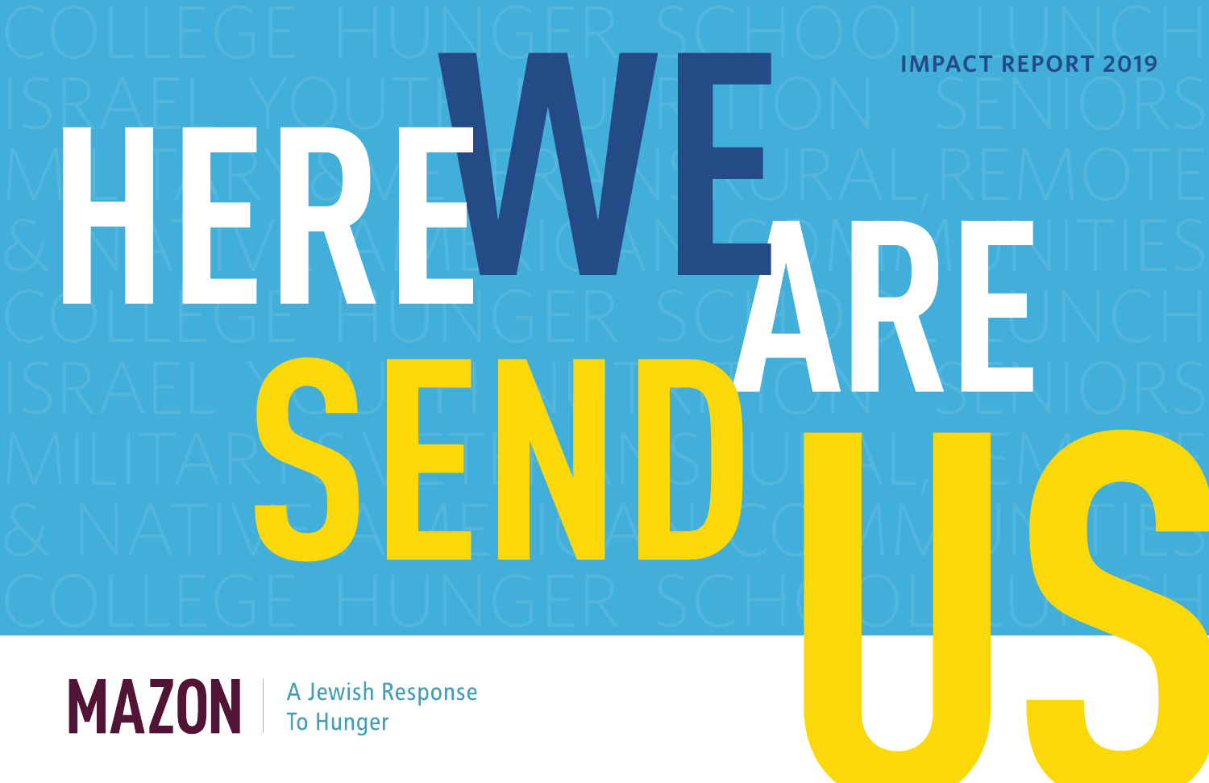IMPACT REPORT 2019

# HERE WE ARE SEND US

COLLEGE HUNGER SCHOOL LUNCH ISRAEL YOUTH NUTRITION SENIORS MILITARY & VETERANS RURAL, REMOTE & NATIVE AMERICAN COMMUNITIES

**MAZON** | A Jewish Response To Hunger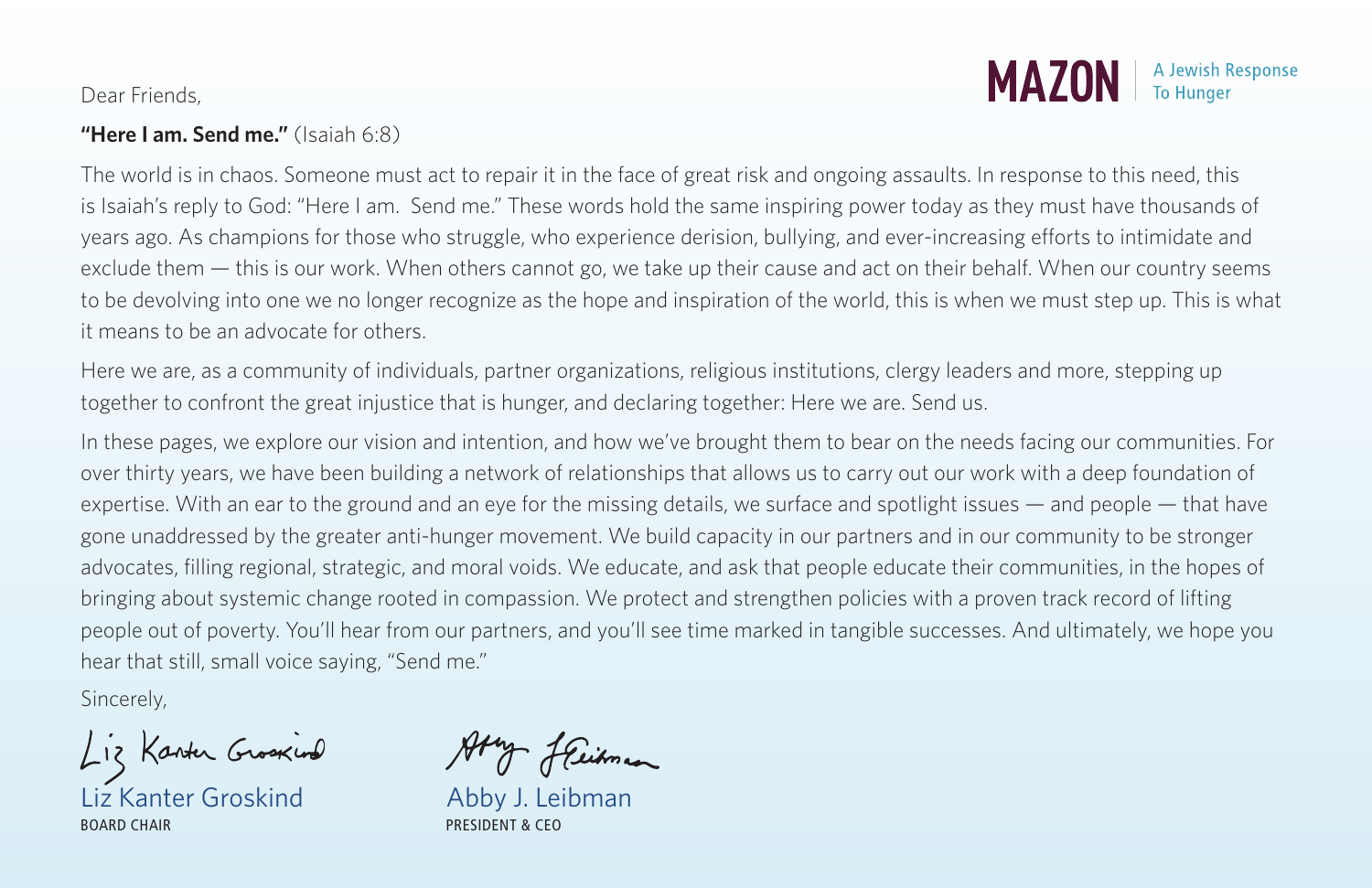**MAZON** | A Jewish Response To Hunger

Dear Friends,

**"Here I am. Send me."** (Isaiah 6:8)

The world is in chaos. Someone must act to repair it in the face of great risk and ongoing assaults. In response to this need, this is Isaiah's reply to God: "Here I am. Send me." These words hold the same inspiring power today as they must have thousands of years ago. As champions for those who struggle, who experience derision, bullying, and ever-increasing efforts to intimidate and exclude them — this is our work. When others cannot go, we take up their cause and act on their behalf. When our country seems to be devolving into one we no longer recognize as the hope and inspiration of the world, this is when we must step up. This is what it means to be an advocate for others.

Here we are, as a community of individuals, partner organizations, religious institutions, clergy leaders and more, stepping up together to confront the great injustice that is hunger, and declaring together: Here we are. Send us.

In these pages, we explore our vision and intention, and how we've brought them to bear on the needs facing our communities. For over thirty years, we have been building a network of relationships that allows us to carry out our work with a deep foundation of expertise. With an ear to the ground and an eye for the missing details, we surface and spotlight issues — and people — that have gone unaddressed by the greater anti-hunger movement. We build capacity in our partners and in our community to be stronger advocates, filling regional, strategic, and moral voids. We educate, and ask that people educate their communities, in the hopes of bringing about systemic change rooted in compassion. We protect and strengthen policies with a proven track record of lifting people out of poverty. You'll hear from our partners, and you'll see time marked in tangible successes. And ultimately, we hope you hear that still, small voice saying, "Send me."

Sincerely,

Liz Kanter Groskind
BOARD CHAIR

Abby J. Leibman
PRESIDENT & CEO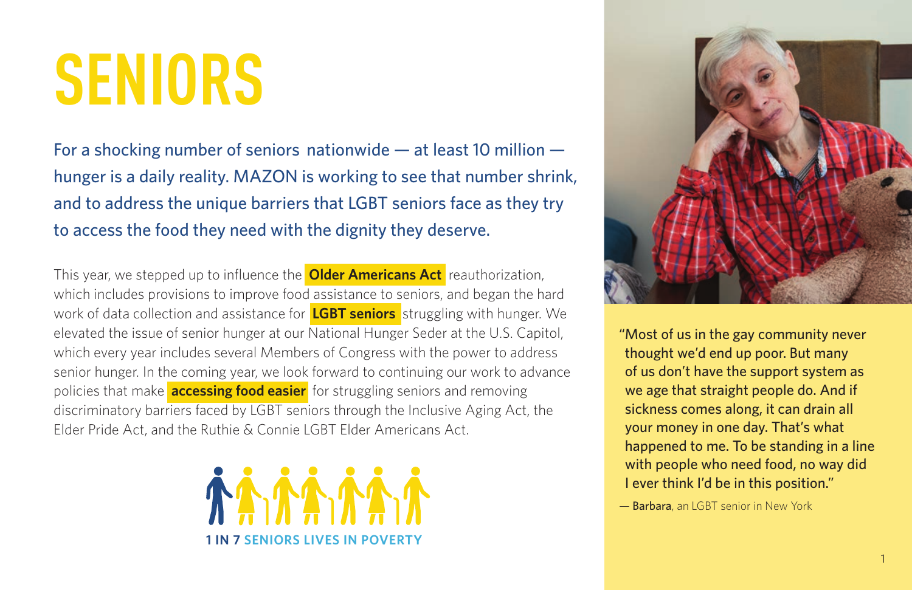# SENIORS

For a shocking number of seniors nationwide — at least 10 million — hunger is a daily reality. MAZON is working to see that number shrink, and to address the unique barriers that LGBT seniors face as they try to access the food they need with the dignity they deserve.

This year, we stepped up to influence the **Older Americans Act** reauthorization, which includes provisions to improve food assistance to seniors, and began the hard work of data collection and assistance for **LGBT seniors** struggling with hunger. We elevated the issue of senior hunger at our National Hunger Seder at the U.S. Capitol, which every year includes several Members of Congress with the power to address senior hunger. In the coming year, we look forward to continuing our work to advance policies that make **accessing food easier** for struggling seniors and removing discriminatory barriers faced by LGBT seniors through the Inclusive Aging Act, the Elder Pride Act, and the Ruthie & Connie LGBT Elder Americans Act.

**1 IN 7 SENIORS LIVES IN POVERTY**

"Most of us in the gay community never thought we'd end up poor. But many of us don't have the support system as we age that straight people do. And if sickness comes along, it can drain all your money in one day. That's what happened to me. To be standing in a line with people who need food, no way did I ever think I'd be in this position."

— **Barbara**, an LGBT senior in New York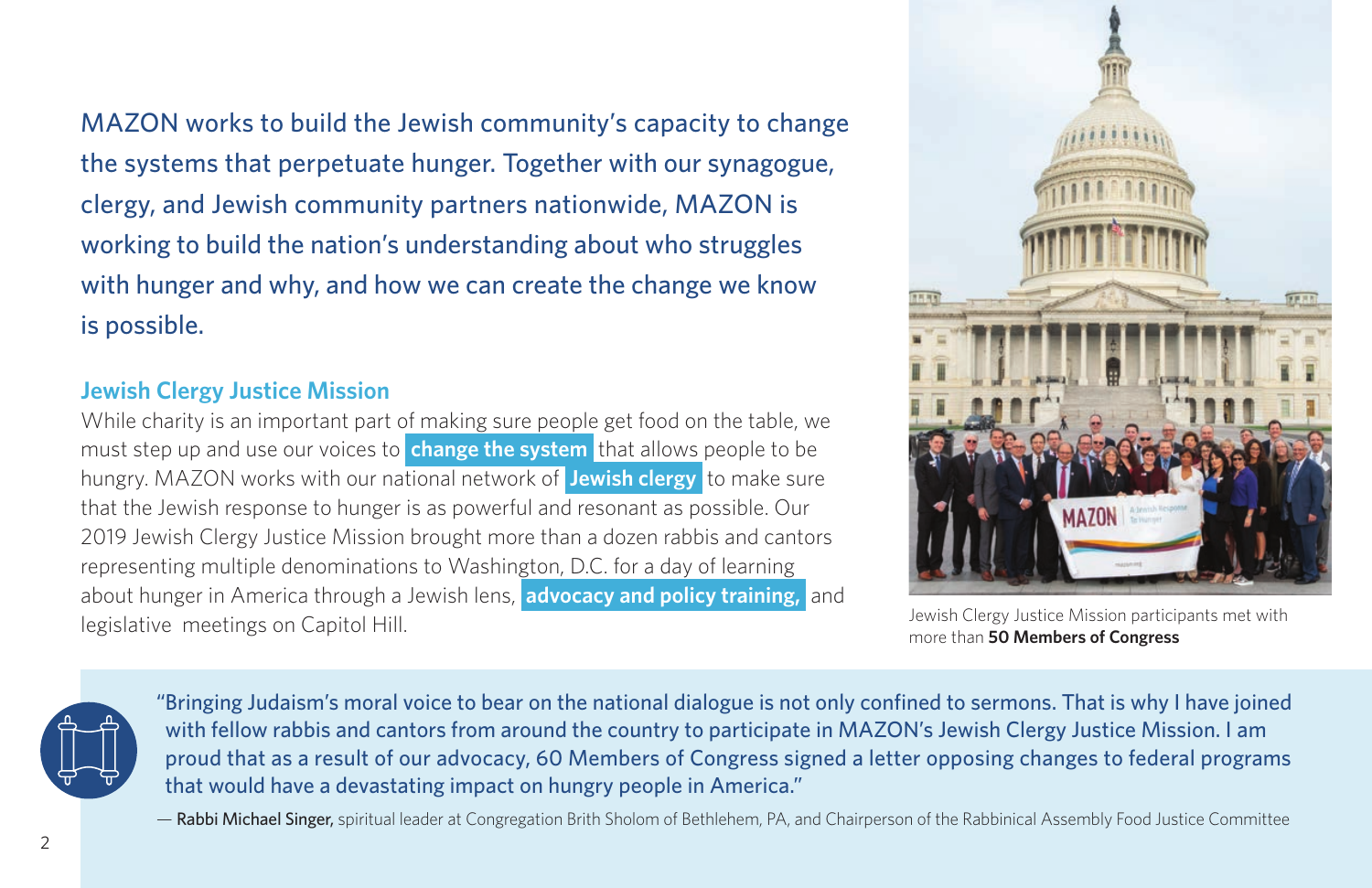MAZON works to build the Jewish community's capacity to change the systems that perpetuate hunger. Together with our synagogue, clergy, and Jewish community partners nationwide, MAZON is working to build the nation's understanding about who struggles with hunger and why, and how we can create the change we know is possible.

## Jewish Clergy Justice Mission

While charity is an important part of making sure people get food on the table, we must step up and use our voices to **change the system** that allows people to be hungry. MAZON works with our national network of **Jewish clergy** to make sure that the Jewish response to hunger is as powerful and resonant as possible. Our 2019 Jewish Clergy Justice Mission brought more than a dozen rabbis and cantors representing multiple denominations to Washington, D.C. for a day of learning about hunger in America through a Jewish lens, **advocacy and policy training,** and legislative meetings on Capitol Hill.

Jewish Clergy Justice Mission participants met with more than **50 Members of Congress**

"Bringing Judaism's moral voice to bear on the national dialogue is not only confined to sermons. That is why I have joined with fellow rabbis and cantors from around the country to participate in MAZON's Jewish Clergy Justice Mission. I am proud that as a result of our advocacy, 60 Members of Congress signed a letter opposing changes to federal programs that would have a devastating impact on hungry people in America."

— **Rabbi Michael Singer,** spiritual leader at Congregation Brith Sholom of Bethlehem, PA, and Chairperson of the Rabbinical Assembly Food Justice Committee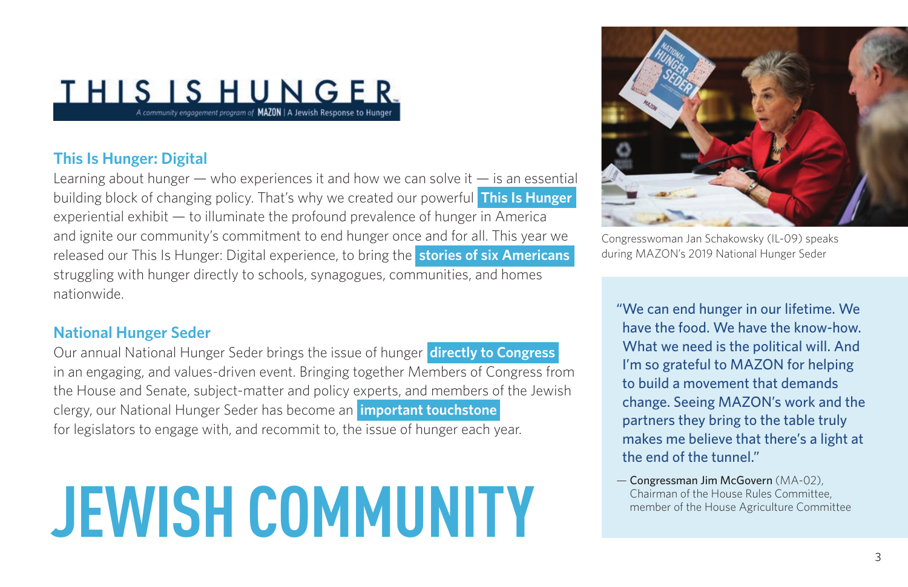# THIS IS HUNGER

*A community engagement program of* **MAZON** | A Jewish Response to Hunger

## This Is Hunger: Digital

Learning about hunger — who experiences it and how we can solve it — is an essential building block of changing policy. That's why we created our powerful **This Is Hunger** experiential exhibit — to illuminate the profound prevalence of hunger in America and ignite our community's commitment to end hunger once and for all. This year we released our This Is Hunger: Digital experience, to bring the **stories of six Americans** struggling with hunger directly to schools, synagogues, communities, and homes nationwide.

## National Hunger Seder

Our annual National Hunger Seder brings the issue of hunger **directly to Congress** in an engaging, and values-driven event. Bringing together Members of Congress from the House and Senate, subject-matter and policy experts, and members of the Jewish clergy, our National Hunger Seder has become an **important touchstone** for legislators to engage with, and recommit to, the issue of hunger each year.

# JEWISH COMMUNITY

Congresswoman Jan Schakowsky (IL-09) speaks during MAZON's 2019 National Hunger Seder

> "We can end hunger in our lifetime. We have the food. We have the know-how. What we need is the political will. And I'm so grateful to MAZON for helping to build a movement that demands change. Seeing MAZON's work and the partners they bring to the table truly makes me believe that there's a light at the end of the tunnel."
>
> — Congressman Jim McGovern (MA-02), Chairman of the House Rules Committee, member of the House Agriculture Committee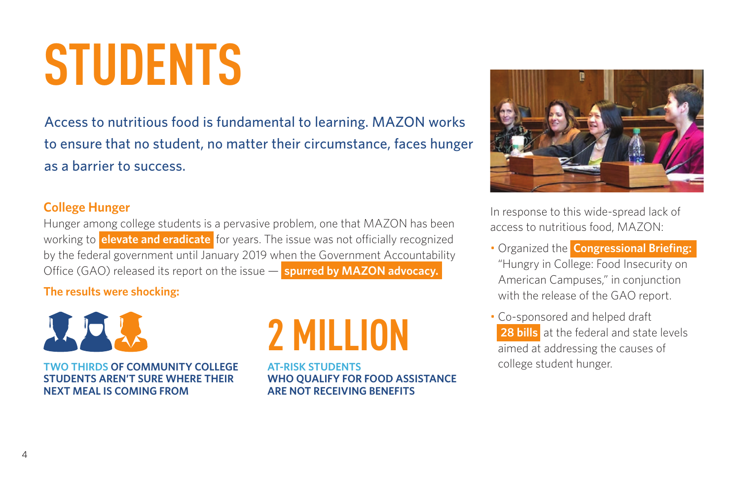# STUDENTS

Access to nutritious food is fundamental to learning. MAZON works to ensure that no student, no matter their circumstance, faces hunger as a barrier to success.

### College Hunger

Hunger among college students is a pervasive problem, one that MAZON has been working to **elevate and eradicate** for years. The issue was not officially recognized by the federal government until January 2019 when the Government Accountability Office (GAO) released its report on the issue — **spurred by MAZON advocacy.**

**The results were shocking:**

**TWO THIRDS OF COMMUNITY COLLEGE STUDENTS AREN'T SURE WHERE THEIR NEXT MEAL IS COMING FROM**

**2 MILLION**

**AT-RISK STUDENTS WHO QUALIFY FOR FOOD ASSISTANCE ARE NOT RECEIVING BENEFITS**

In response to this wide-spread lack of access to nutritious food, MAZON:

- Organized the **Congressional Briefing:** "Hungry in College: Food Insecurity on American Campuses," in conjunction with the release of the GAO report.
- Co-sponsored and helped draft **28 bills** at the federal and state levels aimed at addressing the causes of college student hunger.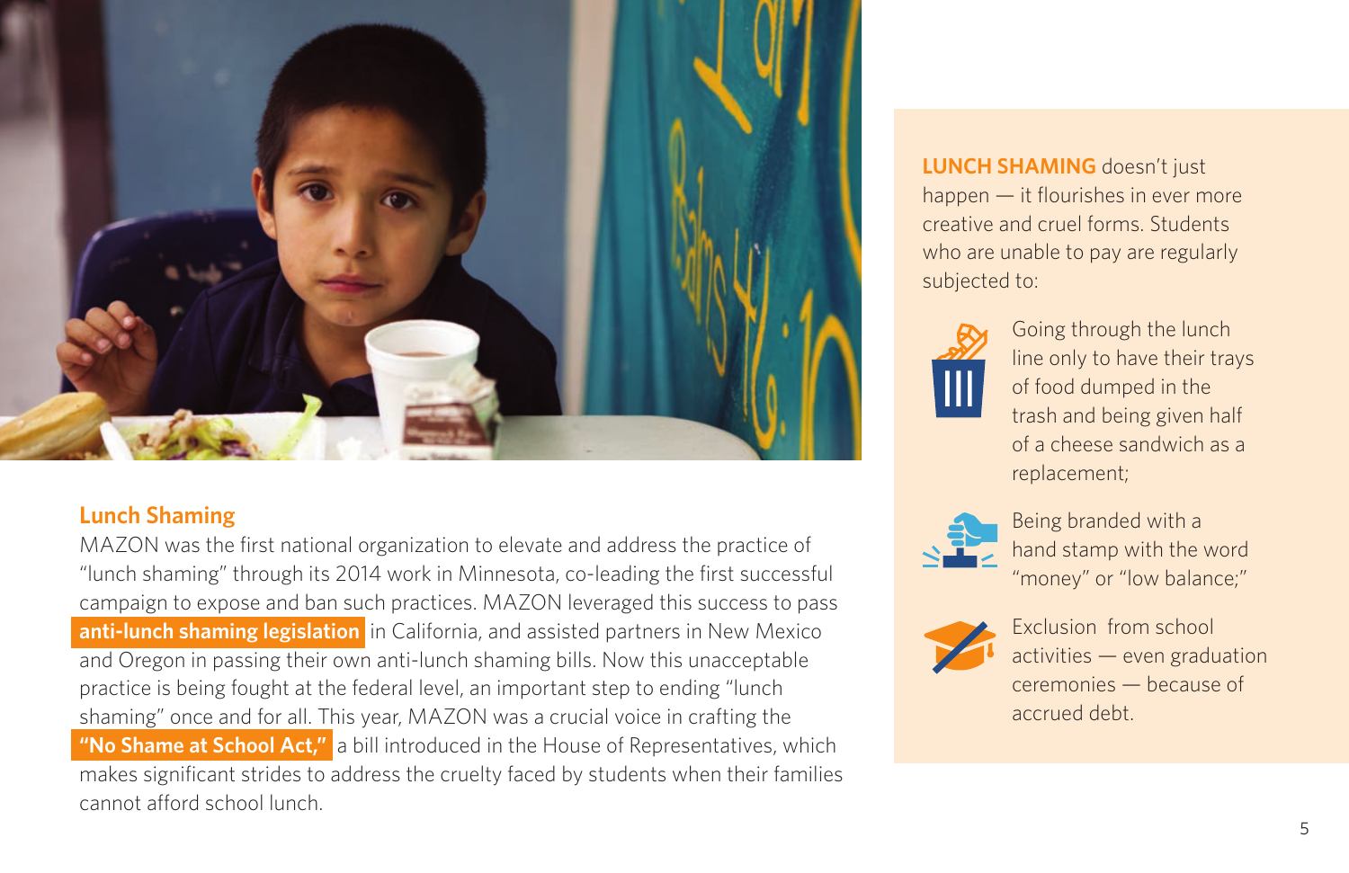## Lunch Shaming

MAZON was the first national organization to elevate and address the practice of "lunch shaming" through its 2014 work in Minnesota, co-leading the first successful campaign to expose and ban such practices. MAZON leveraged this success to pass **anti-lunch shaming legislation** in California, and assisted partners in New Mexico and Oregon in passing their own anti-lunch shaming bills. Now this unacceptable practice is being fought at the federal level, an important step to ending "lunch shaming" once and for all. This year, MAZON was a crucial voice in crafting the **"No Shame at School Act,"** a bill introduced in the House of Representatives, which makes significant strides to address the cruelty faced by students when their families cannot afford school lunch.

**LUNCH SHAMING** doesn't just happen — it flourishes in ever more creative and cruel forms. Students who are unable to pay are regularly subjected to:

- Going through the lunch line only to have their trays of food dumped in the trash and being given half of a cheese sandwich as a replacement;
- Being branded with a hand stamp with the word "money" or "low balance;"
- Exclusion from school activities — even graduation ceremonies — because of accrued debt.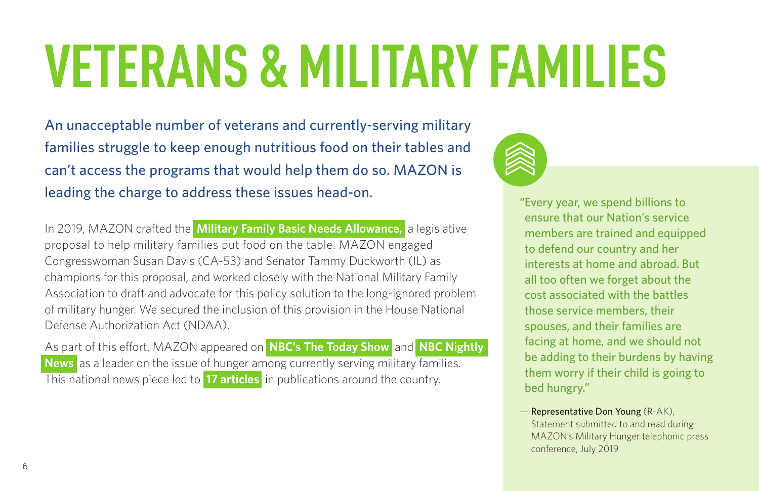# VETERANS & MILITARY FAMILIES

An unacceptable number of veterans and currently-serving military families struggle to keep enough nutritious food on their tables and can't access the programs that would help them do so. MAZON is leading the charge to address these issues head-on.

In 2019, MAZON crafted the **Military Family Basic Needs Allowance,** a legislative proposal to help military families put food on the table. MAZON engaged Congresswoman Susan Davis (CA-53) and Senator Tammy Duckworth (IL) as champions for this proposal, and worked closely with the National Military Family Association to draft and advocate for this policy solution to the long-ignored problem of military hunger. We secured the inclusion of this provision in the House National Defense Authorization Act (NDAA).

As part of this effort, MAZON appeared on **NBC's The Today Show** and **NBC Nightly News** as a leader on the issue of hunger among currently serving military families. This national news piece led to **17 articles** in publications around the country.

> "Every year, we spend billions to ensure that our Nation's service members are trained and equipped to defend our country and her interests at home and abroad. But all too often we forget about the cost associated with the battles those service members, their spouses, and their families are facing at home, and we should not be adding to their burdens by having them worry if their child is going to bed hungry."
>
> — Representative Don Young (R-AK), Statement submitted to and read during MAZON's Military Hunger telephonic press conference, July 2019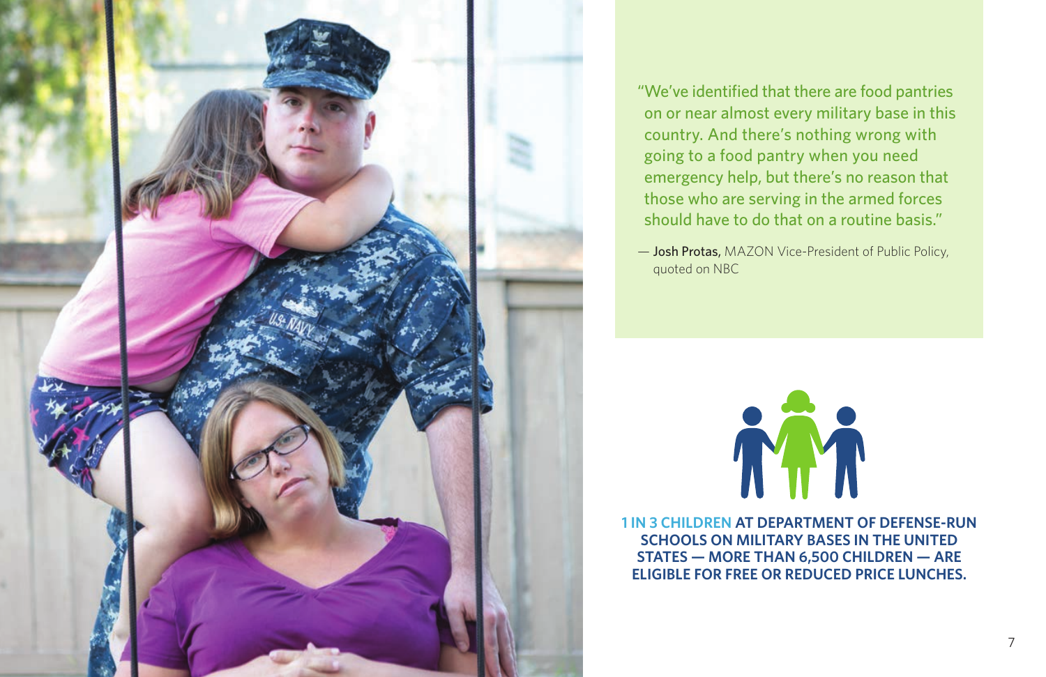"We've identified that there are food pantries on or near almost every military base in this country. And there's nothing wrong with going to a food pantry when you need emergency help, but there's no reason that those who are serving in the armed forces should have to do that on a routine basis."

— **Josh Protas,** MAZON Vice-President of Public Policy, quoted on NBC

**1 IN 3 CHILDREN AT DEPARTMENT OF DEFENSE-RUN SCHOOLS ON MILITARY BASES IN THE UNITED STATES — MORE THAN 6,500 CHILDREN — ARE ELIGIBLE FOR FREE OR REDUCED PRICE LUNCHES.**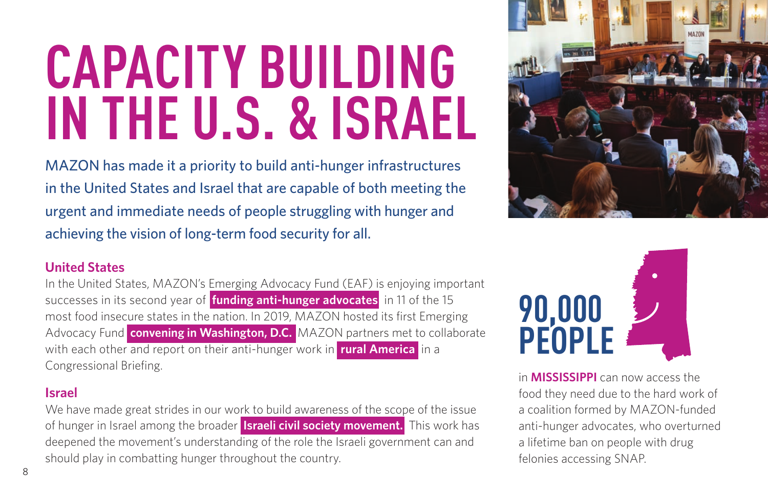# CAPACITY BUILDING IN THE U.S. & ISRAEL

MAZON has made it a priority to build anti-hunger infrastructures in the United States and Israel that are capable of both meeting the urgent and immediate needs of people struggling with hunger and achieving the vision of long-term food security for all.

## United States

In the United States, MAZON's Emerging Advocacy Fund (EAF) is enjoying important successes in its second year of **funding anti-hunger advocates** in 11 of the 15 most food insecure states in the nation. In 2019, MAZON hosted its first Emerging Advocacy Fund **convening in Washington, D.C.** MAZON partners met to collaborate with each other and report on their anti-hunger work in **rural America** in a Congressional Briefing.

## Israel

We have made great strides in our work to build awareness of the scope of the issue of hunger in Israel among the broader **Israeli civil society movement.** This work has deepened the movement's understanding of the role the Israeli government can and should play in combatting hunger throughout the country.

**90,000 PEOPLE**

in **MISSISSIPPI** can now access the food they need due to the hard work of a coalition formed by MAZON-funded anti-hunger advocates, who overturned a lifetime ban on people with drug felonies accessing SNAP.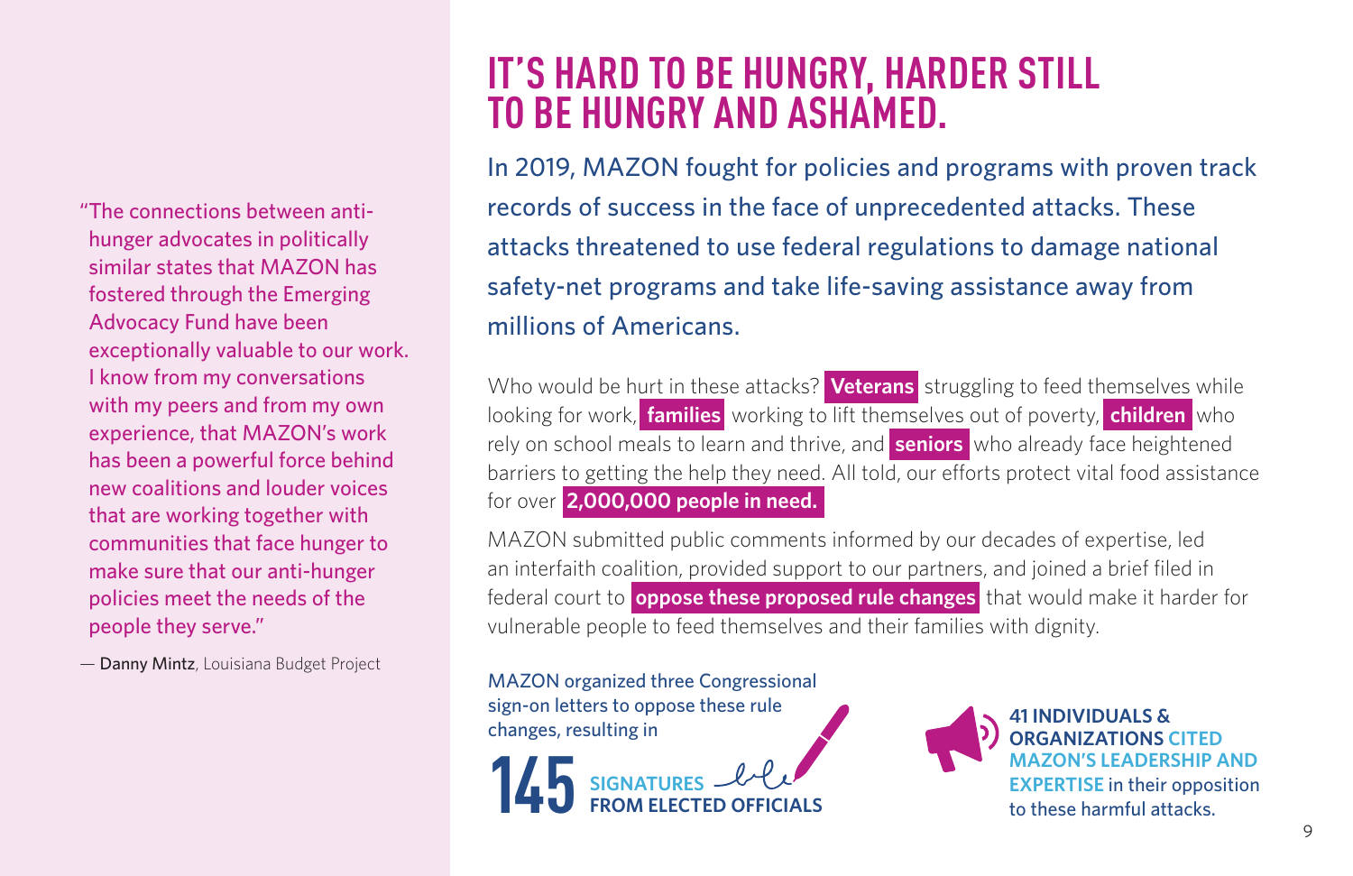# IT'S HARD TO BE HUNGRY, HARDER STILL TO BE HUNGRY AND ASHAMED.

In 2019, MAZON fought for policies and programs with proven track records of success in the face of unprecedented attacks. These attacks threatened to use federal regulations to damage national safety-net programs and take life-saving assistance away from millions of Americans.

Who would be hurt in these attacks? **Veterans** struggling to feed themselves while looking for work, **families** working to lift themselves out of poverty, **children** who rely on school meals to learn and thrive, and **seniors** who already face heightened barriers to getting the help they need. All told, our efforts protect vital food assistance for over **2,000,000 people in need.**

MAZON submitted public comments informed by our decades of expertise, led an interfaith coalition, provided support to our partners, and joined a brief filed in federal court to **oppose these proposed rule changes** that would make it harder for vulnerable people to feed themselves and their families with dignity.

MAZON organized three Congressional sign-on letters to oppose these rule changes, resulting in

**145** **SIGNATURES FROM ELECTED OFFICIALS**

**41 INDIVIDUALS & ORGANIZATIONS CITED MAZON'S LEADERSHIP AND EXPERTISE** in their opposition to these harmful attacks.

"The connections between anti-hunger advocates in politically similar states that MAZON has fostered through the Emerging Advocacy Fund have been exceptionally valuable to our work. I know from my conversations with my peers and from my own experience, that MAZON's work has been a powerful force behind new coalitions and louder voices that are working together with communities that face hunger to make sure that our anti-hunger policies meet the needs of the people they serve."

— **Danny Mintz**, Louisiana Budget Project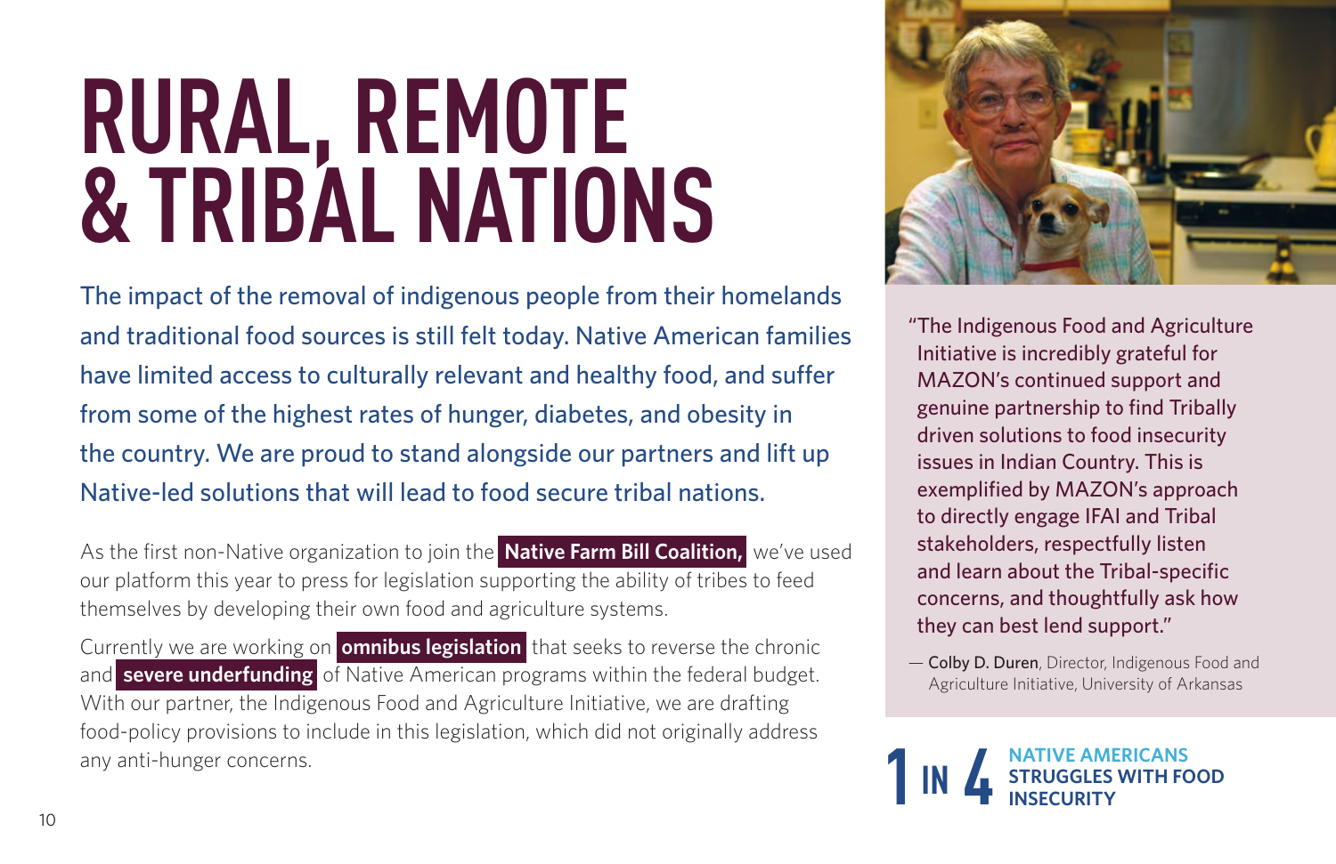# RURAL, REMOTE & TRIBAL NATIONS

The impact of the removal of indigenous people from their homelands and traditional food sources is still felt today. Native American families have limited access to culturally relevant and healthy food, and suffer from some of the highest rates of hunger, diabetes, and obesity in the country. We are proud to stand alongside our partners and lift up Native-led solutions that will lead to food secure tribal nations.

As the first non-Native organization to join the **Native Farm Bill Coalition,** we've used our platform this year to press for legislation supporting the ability of tribes to feed themselves by developing their own food and agriculture systems.

Currently we are working on **omnibus legislation** that seeks to reverse the chronic and **severe underfunding** of Native American programs within the federal budget. With our partner, the Indigenous Food and Agriculture Initiative, we are drafting food-policy provisions to include in this legislation, which did not originally address any anti-hunger concerns.

"The Indigenous Food and Agriculture Initiative is incredibly grateful for MAZON's continued support and genuine partnership to find Tribally driven solutions to food insecurity issues in Indian Country. This is exemplified by MAZON's approach to directly engage IFAI and Tribal stakeholders, respectfully listen and learn about the Tribal-specific concerns, and thoughtfully ask how they can best lend support."

— Colby D. Duren, Director, Indigenous Food and Agriculture Initiative, University of Arkansas

**1 IN 4 NATIVE AMERICANS STRUGGLES WITH FOOD INSECURITY**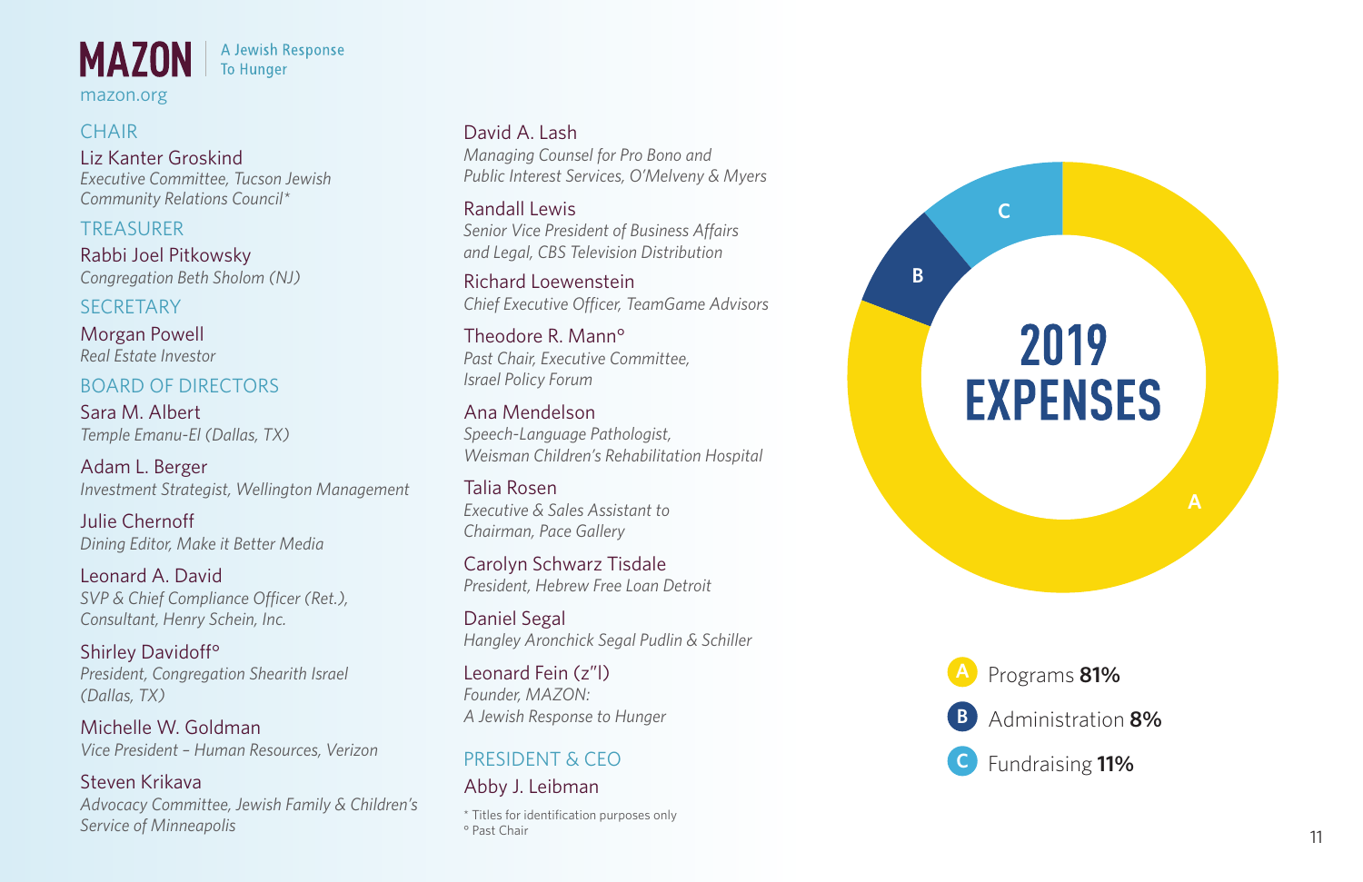# MAZON | A Jewish Response To Hunger

mazon.org

### CHAIR

Liz Kanter Groskind
*Executive Committee, Tucson Jewish Community Relations Council**

### TREASURER

Rabbi Joel Pitkowsky
*Congregation Beth Sholom (NJ)*

### SECRETARY

Morgan Powell
*Real Estate Investor*

### BOARD OF DIRECTORS

Sara M. Albert
*Temple Emanu-El (Dallas, TX)*

Adam L. Berger
*Investment Strategist, Wellington Management*

Julie Chernoff
*Dining Editor, Make it Better Media*

Leonard A. David
*SVP & Chief Compliance Officer (Ret.), Consultant, Henry Schein, Inc.*

Shirley Davidoff°
*President, Congregation Shearith Israel (Dallas, TX)*

Michelle W. Goldman
*Vice President – Human Resources, Verizon*

Steven Krikava
*Advocacy Committee, Jewish Family & Children's Service of Minneapolis*

David A. Lash
*Managing Counsel for Pro Bono and Public Interest Services, O'Melveny & Myers*

Randall Lewis
*Senior Vice President of Business Affairs and Legal, CBS Television Distribution*

Richard Loewenstein
*Chief Executive Officer, TeamGame Advisors*

Theodore R. Mann°
*Past Chair, Executive Committee, Israel Policy Forum*

Ana Mendelson
*Speech-Language Pathologist, Weisman Children's Rehabilitation Hospital*

Talia Rosen
*Executive & Sales Assistant to Chairman, Pace Gallery*

Carolyn Schwarz Tisdale
*President, Hebrew Free Loan Detroit*

Daniel Segal
*Hangley Aronchick Segal Pudlin & Schiller*

Leonard Fein (z"l)
*Founder, MAZON: A Jewish Response to Hunger*

### PRESIDENT & CEO

Abby J. Leibman

\* Titles for identification purposes only
° Past Chair

## 2019 EXPENSES

- A: Programs **81%**
- B: Administration **8%**
- C: Fundraising **11%**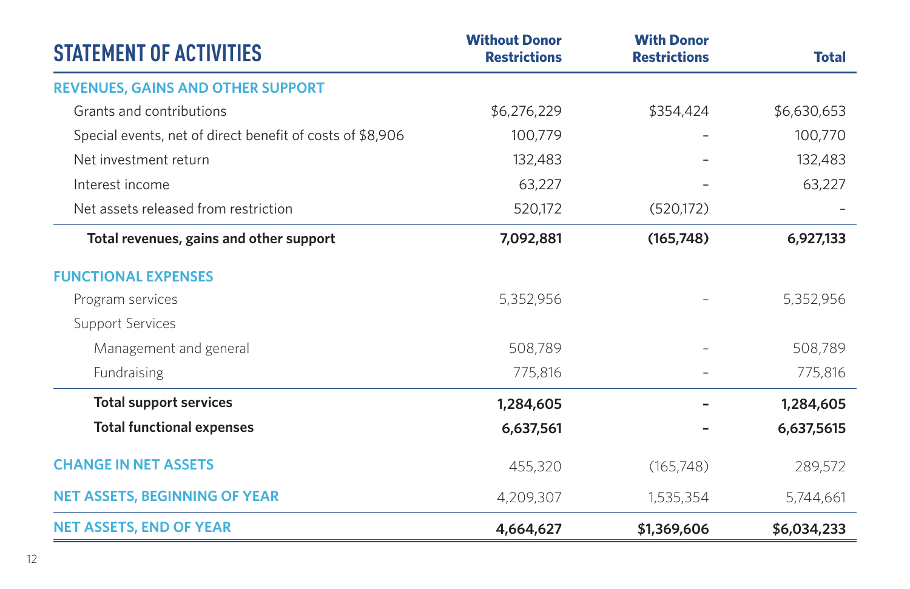| STATEMENT OF ACTIVITIES | Without Donor Restrictions | With Donor Restrictions | Total |
|---|---|---|---|
| **REVENUES, GAINS AND OTHER SUPPORT** | | | |
| Grants and contributions | $6,276,229 | $354,424 | $6,630,653 |
| Special events, net of direct benefit of costs of $8,906 | 100,779 | – | 100,770 |
| Net investment return | 132,483 | – | 132,483 |
| Interest income | 63,227 | – | 63,227 |
| Net assets released from restriction | 520,172 | (520,172) | – |
| **Total revenues, gains and other support** | **7,092,881** | **(165,748)** | **6,927,133** |
| **FUNCTIONAL EXPENSES** | | | |
| Program services | 5,352,956 | – | 5,352,956 |
| Support Services | | | |
| Management and general | 508,789 | – | 508,789 |
| Fundraising | 775,816 | – | 775,816 |
| **Total support services** | **1,284,605** | **–** | **1,284,605** |
| **Total functional expenses** | **6,637,561** | **–** | **6,637,5615** |
| **CHANGE IN NET ASSETS** | 455,320 | (165,748) | 289,572 |
| **NET ASSETS, BEGINNING OF YEAR** | 4,209,307 | 1,535,354 | 5,744,661 |
| **NET ASSETS, END OF YEAR** | **4,664,627** | **$1,369,606** | **$6,034,233** |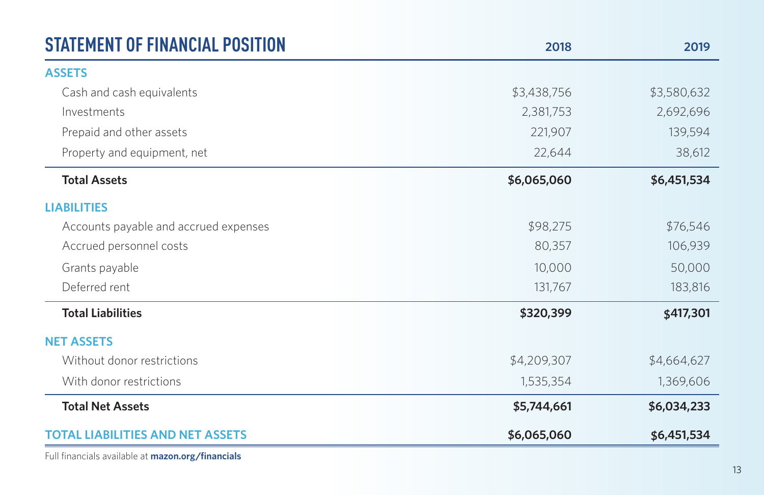## STATEMENT OF FINANCIAL POSITION

| | 2018 | 2019 |
|---|---|---|
| **ASSETS** | | |
| Cash and cash equivalents | $3,438,756 | $3,580,632 |
| Investments | 2,381,753 | 2,692,696 |
| Prepaid and other assets | 221,907 | 139,594 |
| Property and equipment, net | 22,644 | 38,612 |
| **Total Assets** | **$6,065,060** | **$6,451,534** |
| **LIABILITIES** | | |
| Accounts payable and accrued expenses | $98,275 | $76,546 |
| Accrued personnel costs | 80,357 | 106,939 |
| Grants payable | 10,000 | 50,000 |
| Deferred rent | 131,767 | 183,816 |
| **Total Liabilities** | **$320,399** | **$417,301** |
| **NET ASSETS** | | |
| Without donor restrictions | $4,209,307 | $4,664,627 |
| With donor restrictions | 1,535,354 | 1,369,606 |
| **Total Net Assets** | **$5,744,661** | **$6,034,233** |
| **TOTAL LIABILITIES AND NET ASSETS** | **$6,065,060** | **$6,451,534** |

Full financials available at **mazon.org/financials**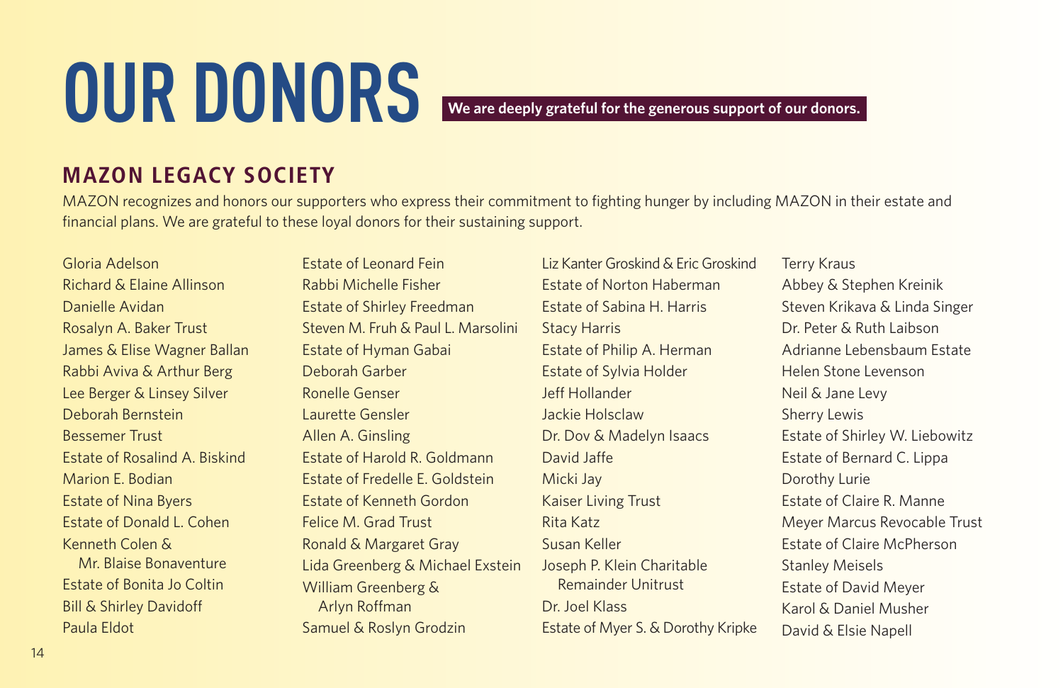# OUR DONORS

**We are deeply grateful for the generous support of our donors.**

## MAZON LEGACY SOCIETY

MAZON recognizes and honors our supporters who express their commitment to fighting hunger by including MAZON in their estate and financial plans. We are grateful to these loyal donors for their sustaining support.

Gloria Adelson
Richard & Elaine Allinson
Danielle Avidan
Rosalyn A. Baker Trust
James & Elise Wagner Ballan
Rabbi Aviva & Arthur Berg
Lee Berger & Linsey Silver
Deborah Bernstein
Bessemer Trust
Estate of Rosalind A. Biskind
Marion E. Bodian
Estate of Nina Byers
Estate of Donald L. Cohen
Kenneth Colen & Mr. Blaise Bonaventure
Estate of Bonita Jo Coltin
Bill & Shirley Davidoff
Paula Eldot
Estate of Leonard Fein
Rabbi Michelle Fisher
Estate of Shirley Freedman
Steven M. Fruh & Paul L. Marsolini
Estate of Hyman Gabai
Deborah Garber
Ronelle Genser
Laurette Gensler
Allen A. Ginsling
Estate of Harold R. Goldmann
Estate of Fredelle E. Goldstein
Estate of Kenneth Gordon
Felice M. Grad Trust
Ronald & Margaret Gray
Lida Greenberg & Michael Exstein
William Greenberg & Arlyn Roffman
Samuel & Roslyn Grodzin
Liz Kanter Groskind & Eric Groskind
Estate of Norton Haberman
Estate of Sabina H. Harris
Stacy Harris
Estate of Philip A. Herman
Estate of Sylvia Holder
Jeff Hollander
Jackie Holsclaw
Dr. Dov & Madelyn Isaacs
David Jaffe
Micki Jay
Kaiser Living Trust
Rita Katz
Susan Keller
Joseph P. Klein Charitable Remainder Unitrust
Dr. Joel Klass
Estate of Myer S. & Dorothy Kripke
Terry Kraus
Abbey & Stephen Kreinik
Steven Krikava & Linda Singer
Dr. Peter & Ruth Laibson
Adrianne Lebensbaum Estate
Helen Stone Levenson
Neil & Jane Levy
Sherry Lewis
Estate of Shirley W. Liebowitz
Estate of Bernard C. Lippa
Dorothy Lurie
Estate of Claire R. Manne
Meyer Marcus Revocable Trust
Estate of Claire McPherson
Stanley Meisels
Estate of David Meyer
Karol & Daniel Musher
David & Elsie Napell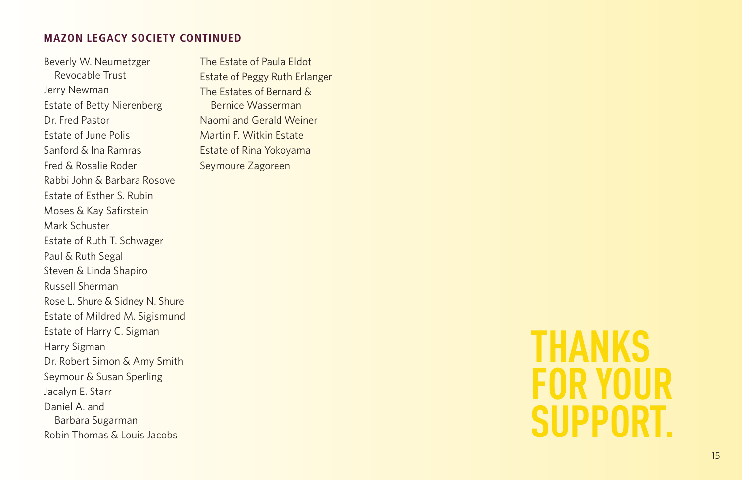## MAZON LEGACY SOCIETY CONTINUED

Beverly W. Neumetzger Revocable Trust
Jerry Newman
Estate of Betty Nierenberg
Dr. Fred Pastor
Estate of June Polis
Sanford & Ina Ramras
Fred & Rosalie Roder
Rabbi John & Barbara Rosove
Estate of Esther S. Rubin
Moses & Kay Safirstein
Mark Schuster
Estate of Ruth T. Schwager
Paul & Ruth Segal
Steven & Linda Shapiro
Russell Sherman
Rose L. Shure & Sidney N. Shure
Estate of Mildred M. Sigismund
Estate of Harry C. Sigman
Harry Sigman
Dr. Robert Simon & Amy Smith
Seymour & Susan Sperling
Jacalyn E. Starr
Daniel A. and Barbara Sugarman
Robin Thomas & Louis Jacobs
The Estate of Paula Eldot
Estate of Peggy Ruth Erlanger
The Estates of Bernard & Bernice Wasserman
Naomi and Gerald Weiner
Martin F. Witkin Estate
Estate of Rina Yokoyama
Seymoure Zagoreen

# THANKS FOR YOUR SUPPORT.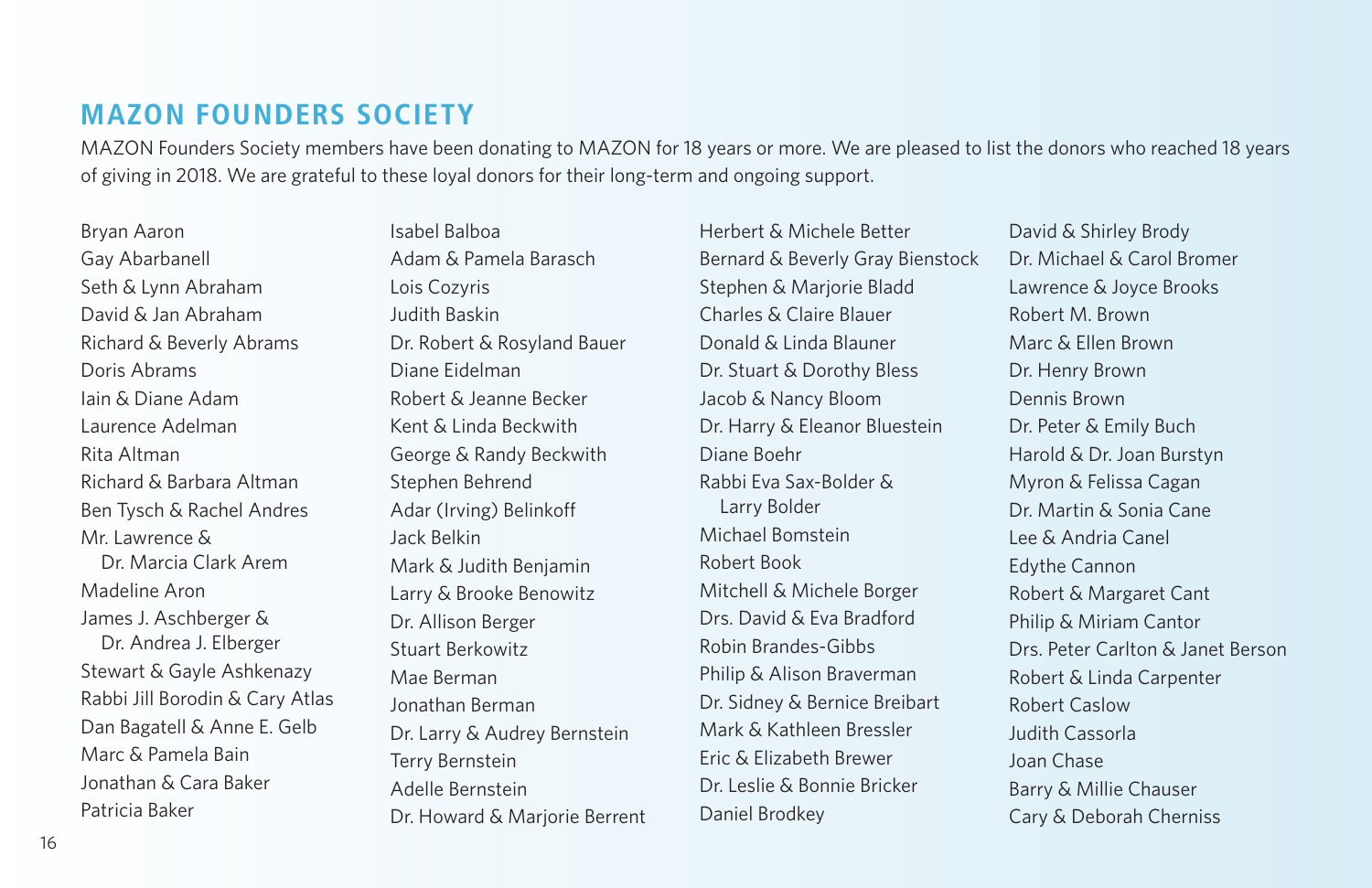## MAZON FOUNDERS SOCIETY

MAZON Founders Society members have been donating to MAZON for 18 years or more. We are pleased to list the donors who reached 18 years of giving in 2018. We are grateful to these loyal donors for their long-term and ongoing support.

Bryan Aaron
Gay Abarbanell
Seth & Lynn Abraham
David & Jan Abraham
Richard & Beverly Abrams
Doris Abrams
Iain & Diane Adam
Laurence Adelman
Rita Altman
Richard & Barbara Altman
Ben Tysch & Rachel Andres
Mr. Lawrence & Dr. Marcia Clark Arem
Madeline Aron
James J. Aschberger & Dr. Andrea J. Elberger
Stewart & Gayle Ashkenazy
Rabbi Jill Borodin & Cary Atlas
Dan Bagatell & Anne E. Gelb
Marc & Pamela Bain
Jonathan & Cara Baker
Patricia Baker
Isabel Balboa
Adam & Pamela Barasch
Lois Cozyris
Judith Baskin
Dr. Robert & Rosyland Bauer
Diane Eidelman
Robert & Jeanne Becker
Kent & Linda Beckwith
George & Randy Beckwith
Stephen Behrend
Adar (Irving) Belinkoff
Jack Belkin
Mark & Judith Benjamin
Larry & Brooke Benowitz
Dr. Allison Berger
Stuart Berkowitz
Mae Berman
Jonathan Berman
Dr. Larry & Audrey Bernstein
Terry Bernstein
Adelle Bernstein
Dr. Howard & Marjorie Berrent
Herbert & Michele Better
Bernard & Beverly Gray Bienstock
Stephen & Marjorie Bladd
Charles & Claire Blauer
Donald & Linda Blauner
Dr. Stuart & Dorothy Bless
Jacob & Nancy Bloom
Dr. Harry & Eleanor Bluestein
Diane Boehr
Rabbi Eva Sax-Bolder & Larry Bolder
Michael Bomstein
Robert Book
Mitchell & Michele Borger
Drs. David & Eva Bradford
Robin Brandes-Gibbs
Philip & Alison Braverman
Dr. Sidney & Bernice Breibart
Mark & Kathleen Bressler
Eric & Elizabeth Brewer
Dr. Leslie & Bonnie Bricker
Daniel Brodkey
David & Shirley Brody
Dr. Michael & Carol Bromer
Lawrence & Joyce Brooks
Robert M. Brown
Marc & Ellen Brown
Dr. Henry Brown
Dennis Brown
Dr. Peter & Emily Buch
Harold & Dr. Joan Burstyn
Myron & Felissa Cagan
Dr. Martin & Sonia Cane
Lee & Andria Canel
Edythe Cannon
Robert & Margaret Cant
Philip & Miriam Cantor
Drs. Peter Carlton & Janet Berson
Robert & Linda Carpenter
Robert Caslow
Judith Cassorla
Joan Chase
Barry & Millie Chauser
Cary & Deborah Cherniss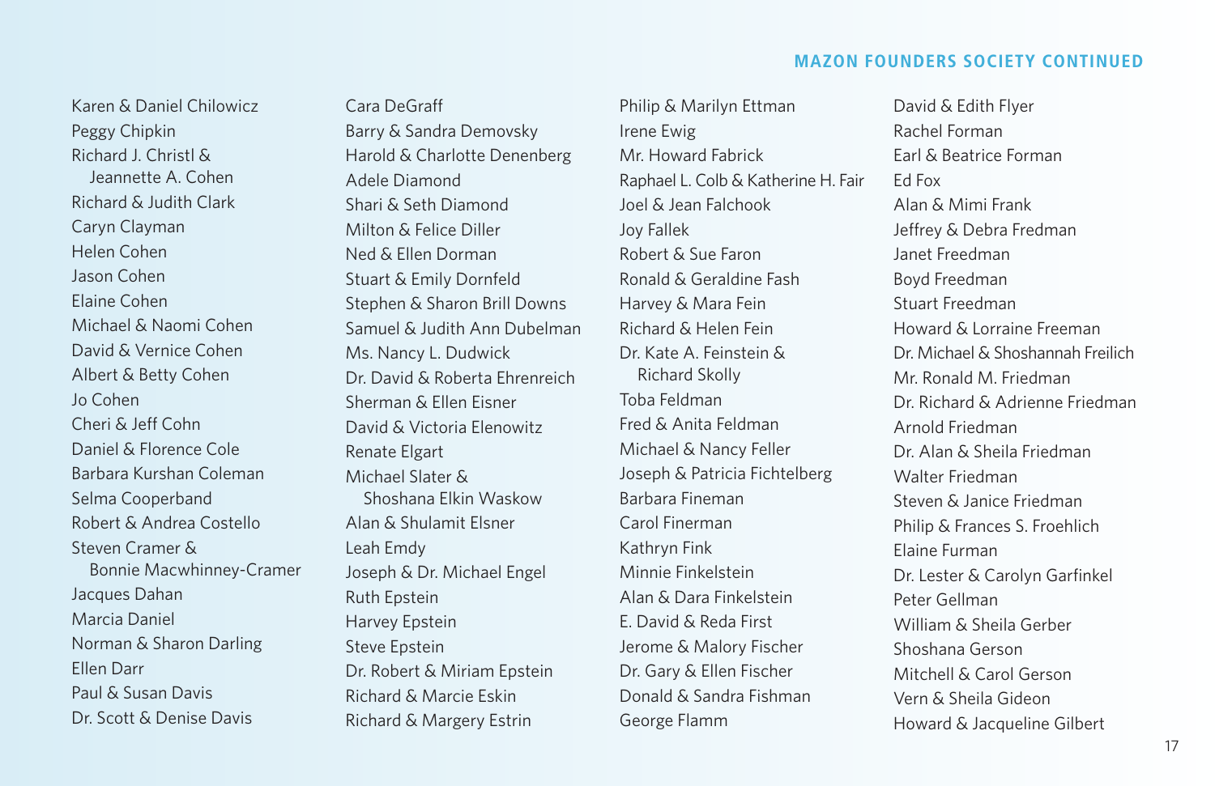## MAZON FOUNDERS SOCIETY CONTINUED

Karen & Daniel Chilowicz
Peggy Chipkin
Richard J. Christl & Jeannette A. Cohen
Richard & Judith Clark
Caryn Clayman
Helen Cohen
Jason Cohen
Elaine Cohen
Michael & Naomi Cohen
David & Vernice Cohen
Albert & Betty Cohen
Jo Cohen
Cheri & Jeff Cohn
Daniel & Florence Cole
Barbara Kurshan Coleman
Selma Cooperband
Robert & Andrea Costello
Steven Cramer & Bonnie Macwhinney-Cramer
Jacques Dahan
Marcia Daniel
Norman & Sharon Darling
Ellen Darr
Paul & Susan Davis
Dr. Scott & Denise Davis

Cara DeGraff
Barry & Sandra Demovsky
Harold & Charlotte Denenberg
Adele Diamond
Shari & Seth Diamond
Milton & Felice Diller
Ned & Ellen Dorman
Stuart & Emily Dornfeld
Stephen & Sharon Brill Downs
Samuel & Judith Ann Dubelman
Ms. Nancy L. Dudwick
Dr. David & Roberta Ehrenreich
Sherman & Ellen Eisner
David & Victoria Elenowitz
Renate Elgart
Michael Slater & Shoshana Elkin Waskow
Alan & Shulamit Elsner
Leah Emdy
Joseph & Dr. Michael Engel
Ruth Epstein
Harvey Epstein
Steve Epstein
Dr. Robert & Miriam Epstein
Richard & Marcie Eskin
Richard & Margery Estrin

Philip & Marilyn Ettman
Irene Ewig
Mr. Howard Fabrick
Raphael L. Colb & Katherine H. Fair
Joel & Jean Falchook
Joy Fallek
Robert & Sue Faron
Ronald & Geraldine Fash
Harvey & Mara Fein
Richard & Helen Fein
Dr. Kate A. Feinstein & Richard Skolly
Toba Feldman
Fred & Anita Feldman
Michael & Nancy Feller
Joseph & Patricia Fichtelberg
Barbara Fineman
Carol Finerman
Kathryn Fink
Minnie Finkelstein
Alan & Dara Finkelstein
E. David & Reda First
Jerome & Malory Fischer
Dr. Gary & Ellen Fischer
Donald & Sandra Fishman
George Flamm

David & Edith Flyer
Rachel Forman
Earl & Beatrice Forman
Ed Fox
Alan & Mimi Frank
Jeffrey & Debra Fredman
Janet Freedman
Boyd Freedman
Stuart Freedman
Howard & Lorraine Freeman
Dr. Michael & Shoshannah Freilich
Mr. Ronald M. Friedman
Dr. Richard & Adrienne Friedman
Arnold Friedman
Dr. Alan & Sheila Friedman
Walter Friedman
Steven & Janice Friedman
Philip & Frances S. Froehlich
Elaine Furman
Dr. Lester & Carolyn Garfinkel
Peter Gellman
William & Sheila Gerber
Shoshana Gerson
Mitchell & Carol Gerson
Vern & Sheila Gideon
Howard & Jacqueline Gilbert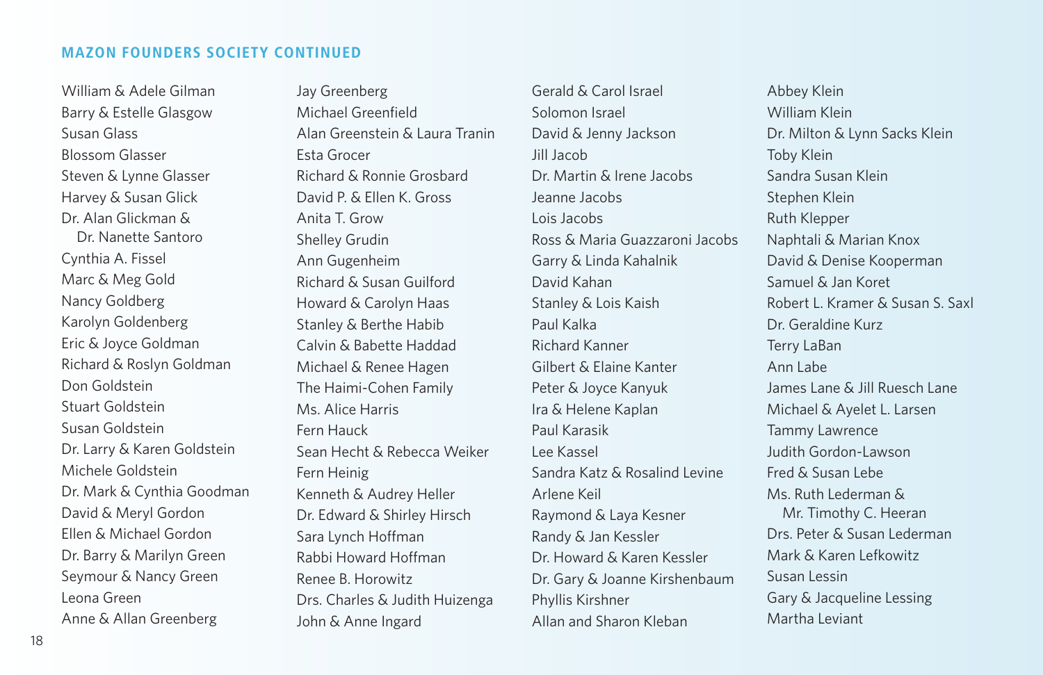## MAZON FOUNDERS SOCIETY CONTINUED

William & Adele Gilman
Barry & Estelle Glasgow
Susan Glass
Blossom Glasser
Steven & Lynne Glasser
Harvey & Susan Glick
Dr. Alan Glickman & Dr. Nanette Santoro
Cynthia A. Fissel
Marc & Meg Gold
Nancy Goldberg
Karolyn Goldenberg
Eric & Joyce Goldman
Richard & Roslyn Goldman
Don Goldstein
Stuart Goldstein
Susan Goldstein
Dr. Larry & Karen Goldstein
Michele Goldstein
Dr. Mark & Cynthia Goodman
David & Meryl Gordon
Ellen & Michael Gordon
Dr. Barry & Marilyn Green
Seymour & Nancy Green
Leona Green
Anne & Allan Greenberg
Jay Greenberg
Michael Greenfield
Alan Greenstein & Laura Tranin
Esta Grocer
Richard & Ronnie Grosbard
David P. & Ellen K. Gross
Anita T. Grow
Shelley Grudin
Ann Gugenheim
Richard & Susan Guilford
Howard & Carolyn Haas
Stanley & Berthe Habib
Calvin & Babette Haddad
Michael & Renee Hagen
The Haimi-Cohen Family
Ms. Alice Harris
Fern Hauck
Sean Hecht & Rebecca Weiker
Fern Heinig
Kenneth & Audrey Heller
Dr. Edward & Shirley Hirsch
Sara Lynch Hoffman
Rabbi Howard Hoffman
Renee B. Horowitz
Drs. Charles & Judith Huizenga
John & Anne Ingard
Gerald & Carol Israel
Solomon Israel
David & Jenny Jackson
Jill Jacob
Dr. Martin & Irene Jacobs
Jeanne Jacobs
Lois Jacobs
Ross & Maria Guazzaroni Jacobs
Garry & Linda Kahalnik
David Kahan
Stanley & Lois Kaish
Paul Kalka
Richard Kanner
Gilbert & Elaine Kanter
Peter & Joyce Kanyuk
Ira & Helene Kaplan
Paul Karasik
Lee Kassel
Sandra Katz & Rosalind Levine
Arlene Keil
Raymond & Laya Kesner
Randy & Jan Kessler
Dr. Howard & Karen Kessler
Dr. Gary & Joanne Kirshenbaum
Phyllis Kirshner
Allan and Sharon Kleban
Abbey Klein
William Klein
Dr. Milton & Lynn Sacks Klein
Toby Klein
Sandra Susan Klein
Stephen Klein
Ruth Klepper
Naphtali & Marian Knox
David & Denise Kooperman
Samuel & Jan Koret
Robert L. Kramer & Susan S. Saxl
Dr. Geraldine Kurz
Terry LaBan
Ann Labe
James Lane & Jill Ruesch Lane
Michael & Ayelet L. Larsen
Tammy Lawrence
Judith Gordon-Lawson
Fred & Susan Lebe
Ms. Ruth Lederman & Mr. Timothy C. Heeran
Drs. Peter & Susan Lederman
Mark & Karen Lefkowitz
Susan Lessin
Gary & Jacqueline Lessing
Martha Leviant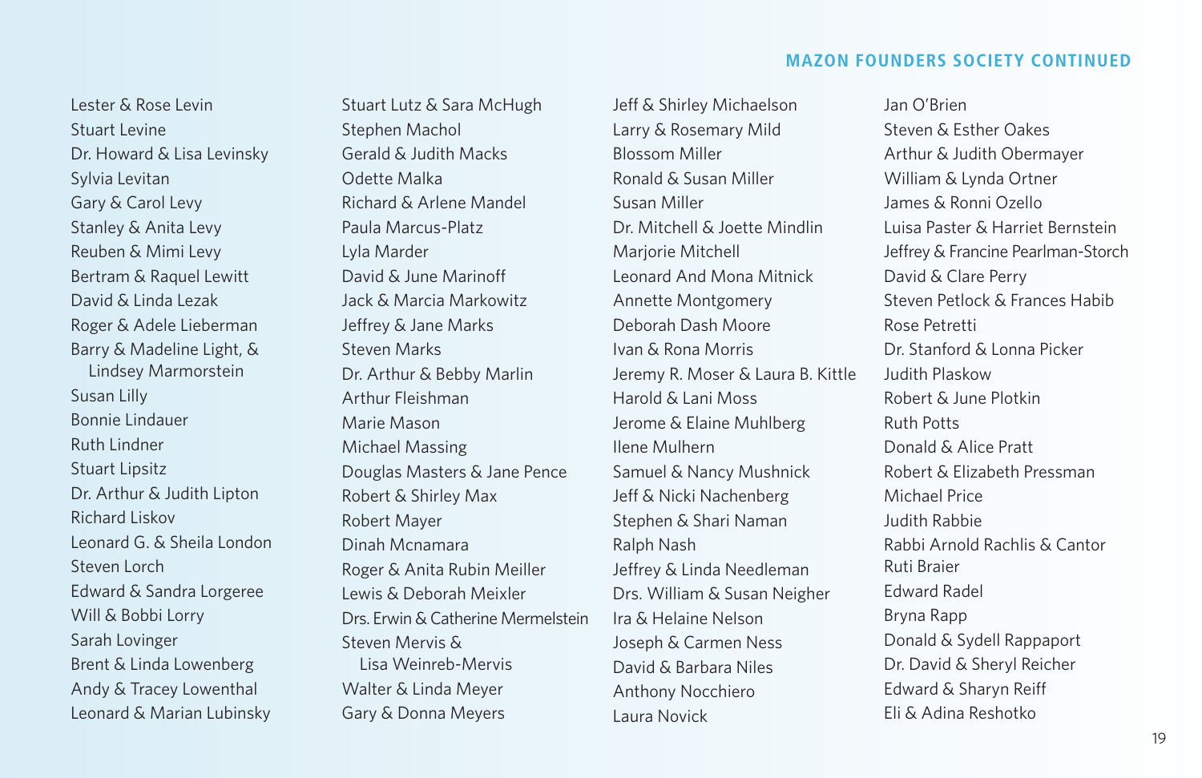## MAZON FOUNDERS SOCIETY CONTINUED

Lester & Rose Levin
Stuart Levine
Dr. Howard & Lisa Levinsky
Sylvia Levitan
Gary & Carol Levy
Stanley & Anita Levy
Reuben & Mimi Levy
Bertram & Raquel Lewitt
David & Linda Lezak
Roger & Adele Lieberman
Barry & Madeline Light, & Lindsey Marmorstein
Susan Lilly
Bonnie Lindauer
Ruth Lindner
Stuart Lipsitz
Dr. Arthur & Judith Lipton
Richard Liskov
Leonard G. & Sheila London
Steven Lorch
Edward & Sandra Lorgeree
Will & Bobbi Lorry
Sarah Lovinger
Brent & Linda Lowenberg
Andy & Tracey Lowenthal
Leonard & Marian Lubinsky

Stuart Lutz & Sara McHugh
Stephen Machol
Gerald & Judith Macks
Odette Malka
Richard & Arlene Mandel
Paula Marcus-Platz
Lyla Marder
David & June Marinoff
Jack & Marcia Markowitz
Jeffrey & Jane Marks
Steven Marks
Dr. Arthur & Bebby Marlin
Arthur Fleishman
Marie Mason
Michael Massing
Douglas Masters & Jane Pence
Robert & Shirley Max
Robert Mayer
Dinah Mcnamara
Roger & Anita Rubin Meiller
Lewis & Deborah Meixler
Drs. Erwin & Catherine Mermelstein
Steven Mervis & Lisa Weinreb-Mervis
Walter & Linda Meyer
Gary & Donna Meyers

Jeff & Shirley Michaelson
Larry & Rosemary Mild
Blossom Miller
Ronald & Susan Miller
Susan Miller
Dr. Mitchell & Joette Mindlin
Marjorie Mitchell
Leonard And Mona Mitnick
Annette Montgomery
Deborah Dash Moore
Ivan & Rona Morris
Jeremy R. Moser & Laura B. Kittle
Harold & Lani Moss
Jerome & Elaine Muhlberg
Ilene Mulhern
Samuel & Nancy Mushnick
Jeff & Nicki Nachenberg
Stephen & Shari Naman
Ralph Nash
Jeffrey & Linda Needleman
Drs. William & Susan Neigher
Ira & Helaine Nelson
Joseph & Carmen Ness
David & Barbara Niles
Anthony Nocchiero
Laura Novick

Jan O'Brien
Steven & Esther Oakes
Arthur & Judith Obermayer
William & Lynda Ortner
James & Ronni Ozello
Luisa Paster & Harriet Bernstein
Jeffrey & Francine Pearlman-Storch
David & Clare Perry
Steven Petlock & Frances Habib
Rose Petretti
Dr. Stanford & Lonna Picker
Judith Plaskow
Robert & June Plotkin
Ruth Potts
Donald & Alice Pratt
Robert & Elizabeth Pressman
Michael Price
Judith Rabbie
Rabbi Arnold Rachlis & Cantor Ruti Braier
Edward Radel
Bryna Rapp
Donald & Sydell Rappaport
Dr. David & Sheryl Reicher
Edward & Sharyn Reiff
Eli & Adina Reshotko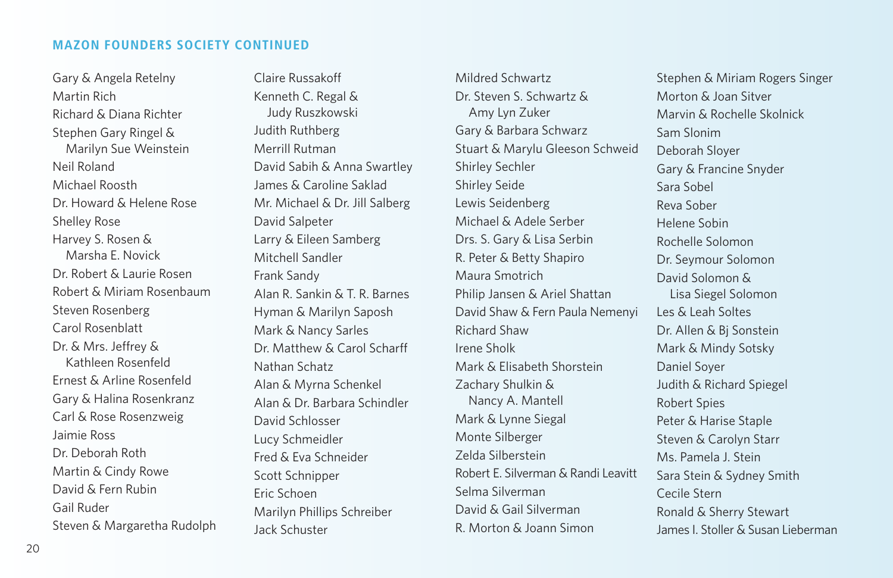## MAZON FOUNDERS SOCIETY CONTINUED

Gary & Angela Retelny
Martin Rich
Richard & Diana Richter
Stephen Gary Ringel & Marilyn Sue Weinstein
Neil Roland
Michael Roosth
Dr. Howard & Helene Rose
Shelley Rose
Harvey S. Rosen & Marsha E. Novick
Dr. Robert & Laurie Rosen
Robert & Miriam Rosenbaum
Steven Rosenberg
Carol Rosenblatt
Dr. & Mrs. Jeffrey & Kathleen Rosenfeld
Ernest & Arline Rosenfeld
Gary & Halina Rosenkranz
Carl & Rose Rosenzweig
Jaimie Ross
Dr. Deborah Roth
Martin & Cindy Rowe
David & Fern Rubin
Gail Ruder
Steven & Margaretha Rudolph
Claire Russakoff
Kenneth C. Regal & Judy Ruszkowski
Judith Ruthberg
Merrill Rutman
David Sabih & Anna Swartley
James & Caroline Saklad
Mr. Michael & Dr. Jill Salberg
David Salpeter
Larry & Eileen Samberg
Mitchell Sandler
Frank Sandy
Alan R. Sankin & T. R. Barnes
Hyman & Marilyn Saposh
Mark & Nancy Sarles
Dr. Matthew & Carol Scharff
Nathan Schatz
Alan & Myrna Schenkel
Alan & Dr. Barbara Schindler
David Schlosser
Lucy Schmeidler
Fred & Eva Schneider
Scott Schnipper
Eric Schoen
Marilyn Phillips Schreiber
Jack Schuster
Mildred Schwartz
Dr. Steven S. Schwartz & Amy Lyn Zuker
Gary & Barbara Schwarz
Stuart & Marylu Gleeson Schweid
Shirley Sechler
Shirley Seide
Lewis Seidenberg
Michael & Adele Serber
Drs. S. Gary & Lisa Serbin
R. Peter & Betty Shapiro
Maura Smotrich
Philip Jansen & Ariel Shattan
David Shaw & Fern Paula Nemenyi
Richard Shaw
Irene Sholk
Mark & Elisabeth Shorstein
Zachary Shulkin & Nancy A. Mantell
Mark & Lynne Siegal
Monte Silberger
Zelda Silberstein
Robert E. Silverman & Randi Leavitt
Selma Silverman
David & Gail Silverman
R. Morton & Joann Simon
Stephen & Miriam Rogers Singer
Morton & Joan Sitver
Marvin & Rochelle Skolnick
Sam Slonim
Deborah Sloyer
Gary & Francine Snyder
Sara Sobel
Reva Sober
Helene Sobin
Rochelle Solomon
Dr. Seymour Solomon
David Solomon & Lisa Siegel Solomon
Les & Leah Soltes
Dr. Allen & Bj Sonstein
Mark & Mindy Sotsky
Daniel Soyer
Judith & Richard Spiegel
Robert Spies
Peter & Harise Staple
Steven & Carolyn Starr
Ms. Pamela J. Stein
Sara Stein & Sydney Smith
Cecile Stern
Ronald & Sherry Stewart
James I. Stoller & Susan Lieberman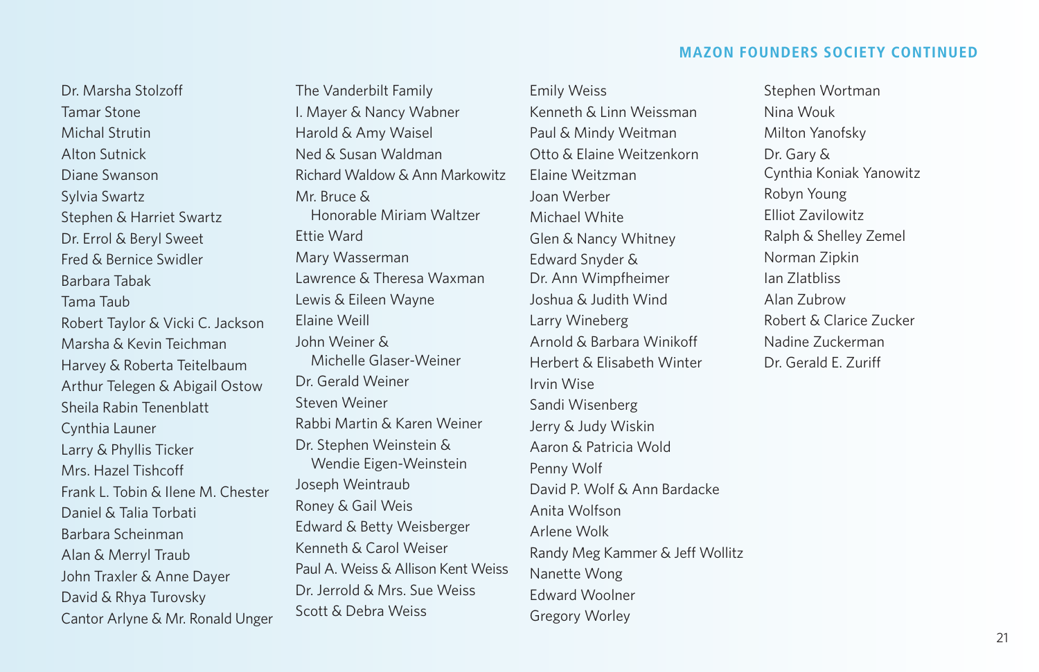## MAZON FOUNDERS SOCIETY CONTINUED

Dr. Marsha Stolzoff
Tamar Stone
Michal Strutin
Alton Sutnick
Diane Swanson
Sylvia Swartz
Stephen & Harriet Swartz
Dr. Errol & Beryl Sweet
Fred & Bernice Swidler
Barbara Tabak
Tama Taub
Robert Taylor & Vicki C. Jackson
Marsha & Kevin Teichman
Harvey & Roberta Teitelbaum
Arthur Telegen & Abigail Ostow
Sheila Rabin Tenenblatt
Cynthia Launer
Larry & Phyllis Ticker
Mrs. Hazel Tishcoff
Frank L. Tobin & Ilene M. Chester
Daniel & Talia Torbati
Barbara Scheinman
Alan & Merryl Traub
John Traxler & Anne Dayer
David & Rhya Turovsky
Cantor Arlyne & Mr. Ronald Unger
The Vanderbilt Family
I. Mayer & Nancy Wabner
Harold & Amy Waisel
Ned & Susan Waldman
Richard Waldow & Ann Markowitz
Mr. Bruce & Honorable Miriam Waltzer
Ettie Ward
Mary Wasserman
Lawrence & Theresa Waxman
Lewis & Eileen Wayne
Elaine Weill
John Weiner & Michelle Glaser-Weiner
Dr. Gerald Weiner
Steven Weiner
Rabbi Martin & Karen Weiner
Dr. Stephen Weinstein & Wendie Eigen-Weinstein
Joseph Weintraub
Roney & Gail Weis
Edward & Betty Weisberger
Kenneth & Carol Weiser
Paul A. Weiss & Allison Kent Weiss
Dr. Jerrold & Mrs. Sue Weiss
Scott & Debra Weiss
Emily Weiss
Kenneth & Linn Weissman
Paul & Mindy Weitman
Otto & Elaine Weitzenkorn
Elaine Weitzman
Joan Werber
Michael White
Glen & Nancy Whitney
Edward Snyder & Dr. Ann Wimpfheimer
Joshua & Judith Wind
Larry Wineberg
Arnold & Barbara Winikoff
Herbert & Elisabeth Winter
Irvin Wise
Sandi Wisenberg
Jerry & Judy Wiskin
Aaron & Patricia Wold
Penny Wolf
David P. Wolf & Ann Bardacke
Anita Wolfson
Arlene Wolk
Randy Meg Kammer & Jeff Wollitz
Nanette Wong
Edward Woolner
Gregory Worley
Stephen Wortman
Nina Wouk
Milton Yanofsky
Dr. Gary & Cynthia Koniak Yanowitz
Robyn Young
Elliot Zavilowitz
Ralph & Shelley Zemel
Norman Zipkin
Ian Zlatbliss
Alan Zubrow
Robert & Clarice Zucker
Nadine Zuckerman
Dr. Gerald E. Zuriff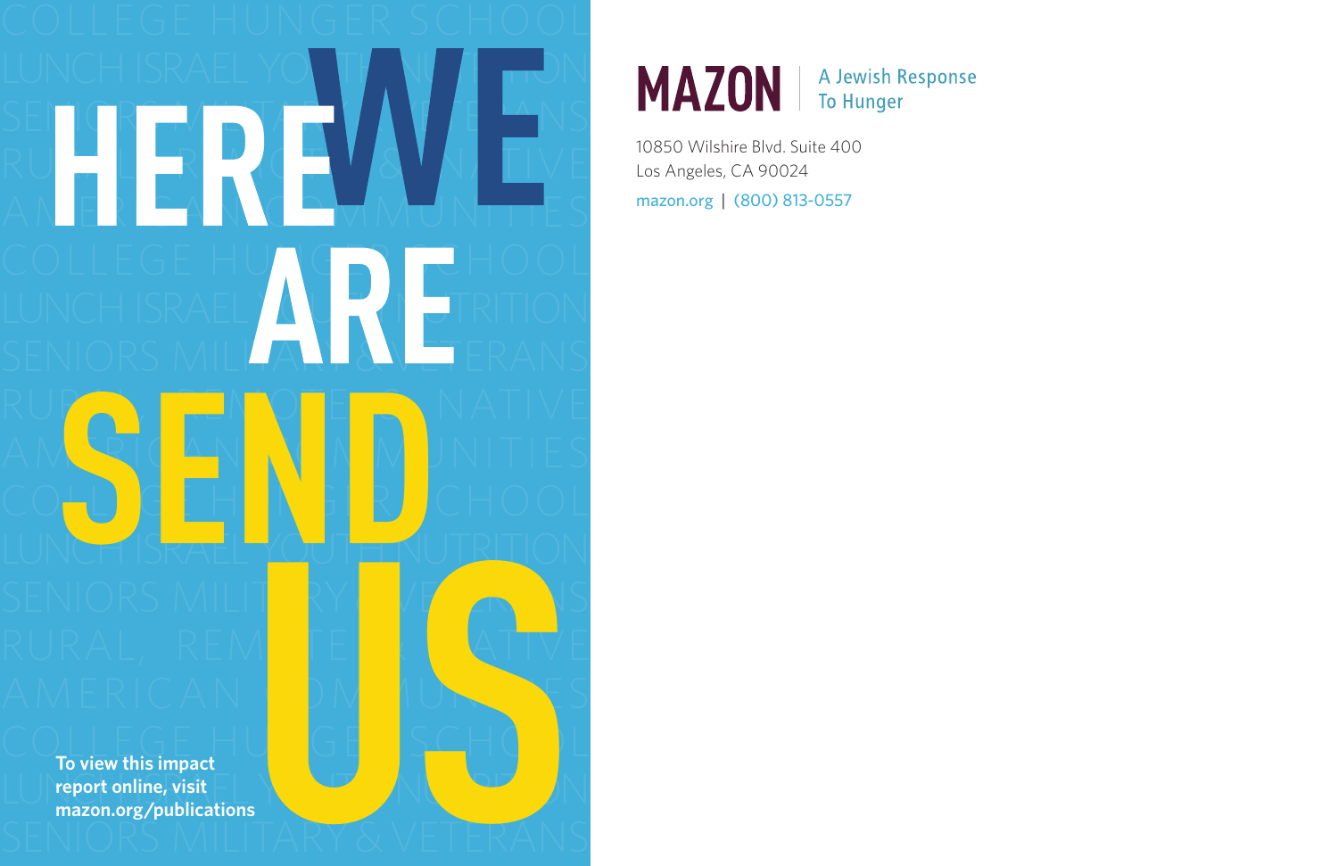# HERE WE ARE SEND US

COLLEGE HUNGER SCHOOL LUNCH ISRAEL YOUTH NUTRITION SENIORS MILITARY & VETERANS RURAL, REMOTE & NATIVE AMERICAN COMMUNITIES

**To view this impact report online, visit mazon.org/publications**

**MAZON** | A Jewish Response To Hunger

10850 Wilshire Blvd. Suite 400
Los Angeles, CA 90024

mazon.org | (800) 813-0557